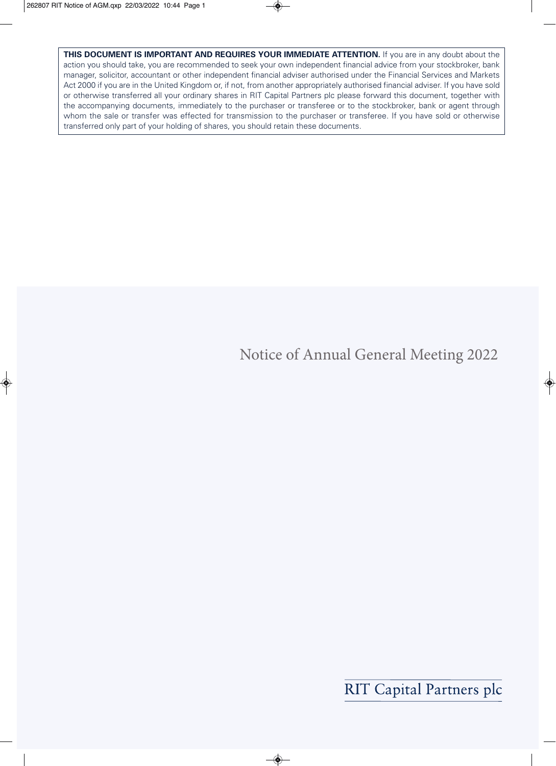**THIS DOCUMENT IS IMPORTANT AND REQUIRES YOUR IMMEDIATE ATTENTION.** If you are in any doubt about the action you should take, you are recommended to seek your own independent financial advice from your stockbroker, bank manager, solicitor, accountant or other independent financial adviser authorised under the Financial Services and Markets Act 2000 if you are in the United Kingdom or, if not, from another appropriately authorised financial adviser. If you have sold or otherwise transferred all your ordinary shares in RIT Capital Partners plc please forward this document, together with the accompanying documents, immediately to the purchaser or transferee or to the stockbroker, bank or agent through whom the sale or transfer was effected for transmission to the purchaser or transferee. If you have sold or otherwise transferred only part of your holding of shares, you should retain these documents.

# Notice of Annual General Meeting 2022

RIT Capital Partners plc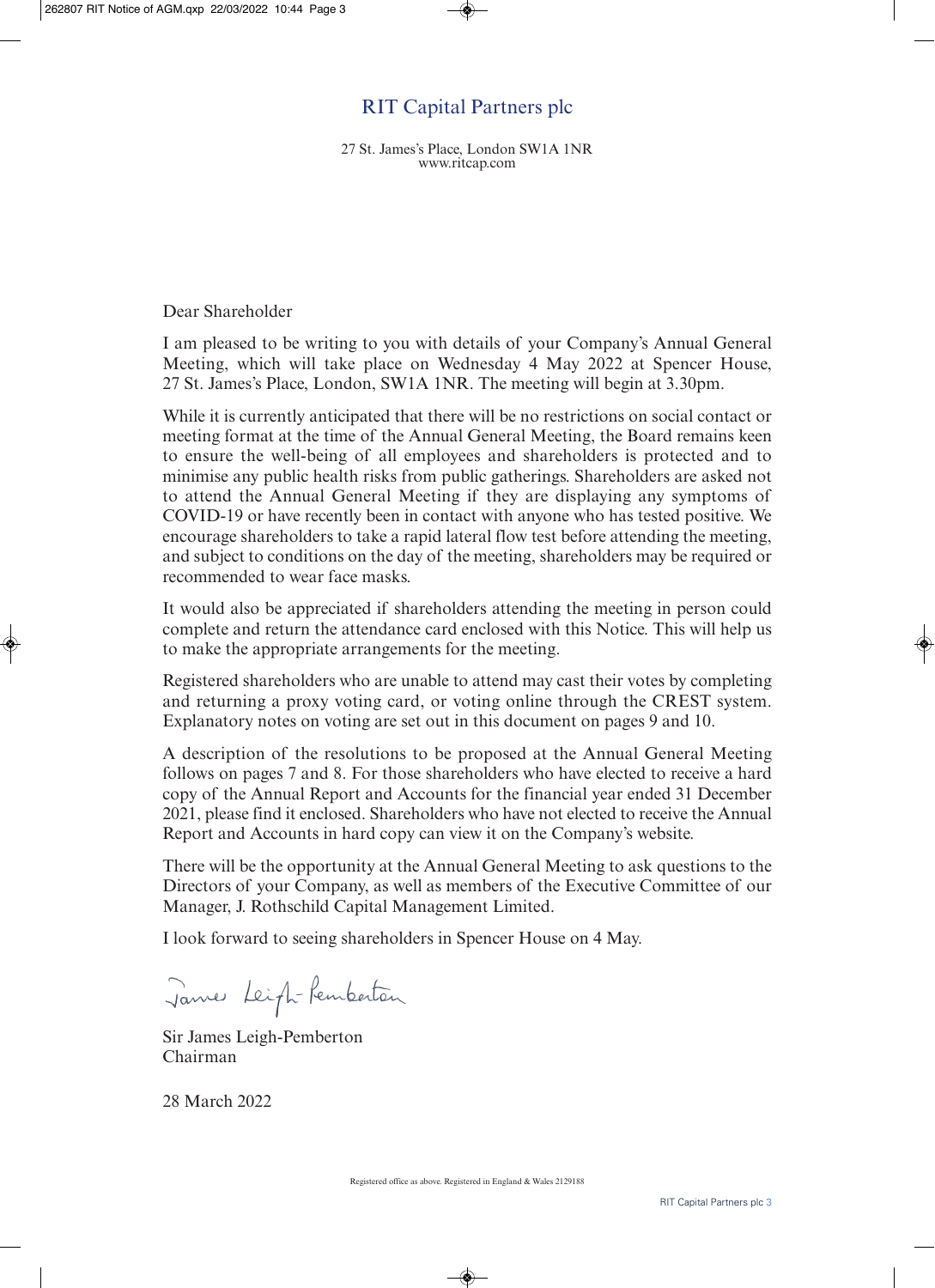# RIT Capital Partners plc

27 St. James's Place, London SW1A 1NR
www.ritcap.com

Dear Shareholder

I am pleased to be writing to you with details of your Company's Annual General Meeting, which will take place on Wednesday 4 May 2022 at Spencer House, 27 St. James's Place, London, SW1A 1NR. The meeting will begin at 3.30pm.

While it is currently anticipated that there will be no restrictions on social contact or meeting format at the time of the Annual General Meeting, the Board remains keen to ensure the well-being of all employees and shareholders is protected and to minimise any public health risks from public gatherings. Shareholders are asked not to attend the Annual General Meeting if they are displaying any symptoms of COVID-19 or have recently been in contact with anyone who has tested positive. We encourage shareholders to take a rapid lateral flow test before attending the meeting, and subject to conditions on the day of the meeting, shareholders may be required or recommended to wear face masks.

It would also be appreciated if shareholders attending the meeting in person could complete and return the attendance card enclosed with this Notice. This will help us to make the appropriate arrangements for the meeting.

Registered shareholders who are unable to attend may cast their votes by completing and returning a proxy voting card, or voting online through the CREST system. Explanatory notes on voting are set out in this document on pages 9 and 10.

A description of the resolutions to be proposed at the Annual General Meeting follows on pages 7 and 8. For those shareholders who have elected to receive a hard copy of the Annual Report and Accounts for the financial year ended 31 December 2021, please find it enclosed. Shareholders who have not elected to receive the Annual Report and Accounts in hard copy can view it on the Company's website.

There will be the opportunity at the Annual General Meeting to ask questions to the Directors of your Company, as well as members of the Executive Committee of our Manager, J. Rothschild Capital Management Limited.

I look forward to seeing shareholders in Spencer House on 4 May.

James Leigh-Pemberton

Sir James Leigh-Pemberton
Chairman

28 March 2022

Registered office as above. Registered in England & Wales 2129188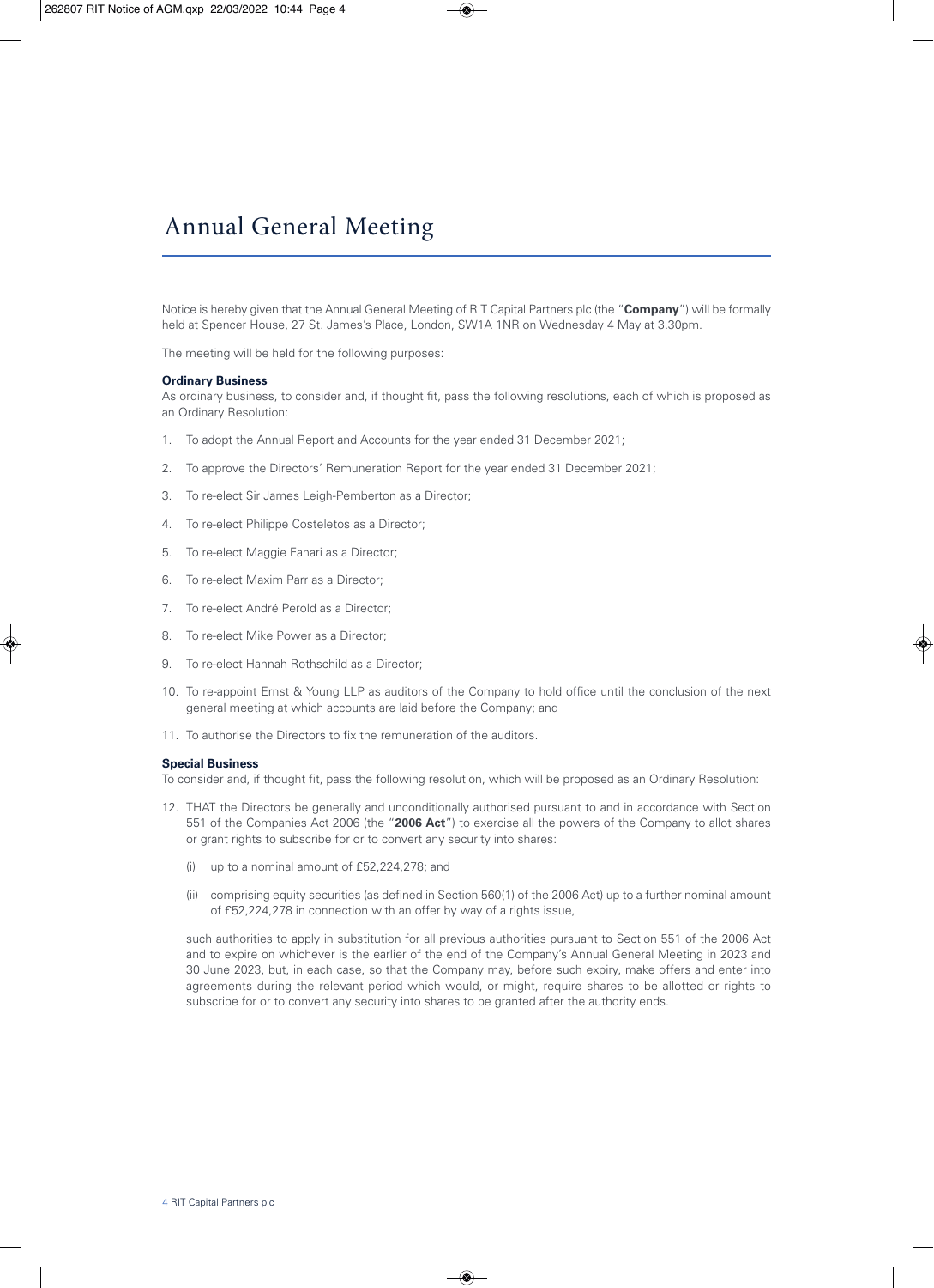# Annual General Meeting

Notice is hereby given that the Annual General Meeting of RIT Capital Partners plc (the "**Company**") will be formally held at Spencer House, 27 St. James's Place, London, SW1A 1NR on Wednesday 4 May at 3.30pm.

The meeting will be held for the following purposes:

**Ordinary Business**

As ordinary business, to consider and, if thought fit, pass the following resolutions, each of which is proposed as an Ordinary Resolution:

1. To adopt the Annual Report and Accounts for the year ended 31 December 2021;
2. To approve the Directors' Remuneration Report for the year ended 31 December 2021;
3. To re-elect Sir James Leigh-Pemberton as a Director;
4. To re-elect Philippe Costeletos as a Director;
5. To re-elect Maggie Fanari as a Director;
6. To re-elect Maxim Parr as a Director;
7. To re-elect André Perold as a Director;
8. To re-elect Mike Power as a Director;
9. To re-elect Hannah Rothschild as a Director;
10. To re-appoint Ernst & Young LLP as auditors of the Company to hold office until the conclusion of the next general meeting at which accounts are laid before the Company; and
11. To authorise the Directors to fix the remuneration of the auditors.

**Special Business**

To consider and, if thought fit, pass the following resolution, which will be proposed as an Ordinary Resolution:

12. THAT the Directors be generally and unconditionally authorised pursuant to and in accordance with Section 551 of the Companies Act 2006 (the "**2006 Act**") to exercise all the powers of the Company to allot shares or grant rights to subscribe for or to convert any security into shares:

    (i) up to a nominal amount of £52,224,278; and

    (ii) comprising equity securities (as defined in Section 560(1) of the 2006 Act) up to a further nominal amount of £52,224,278 in connection with an offer by way of a rights issue,

    such authorities to apply in substitution for all previous authorities pursuant to Section 551 of the 2006 Act and to expire on whichever is the earlier of the end of the Company's Annual General Meeting in 2023 and 30 June 2023, but, in each case, so that the Company may, before such expiry, make offers and enter into agreements during the relevant period which would, or might, require shares to be allotted or rights to subscribe for or to convert any security into shares to be granted after the authority ends.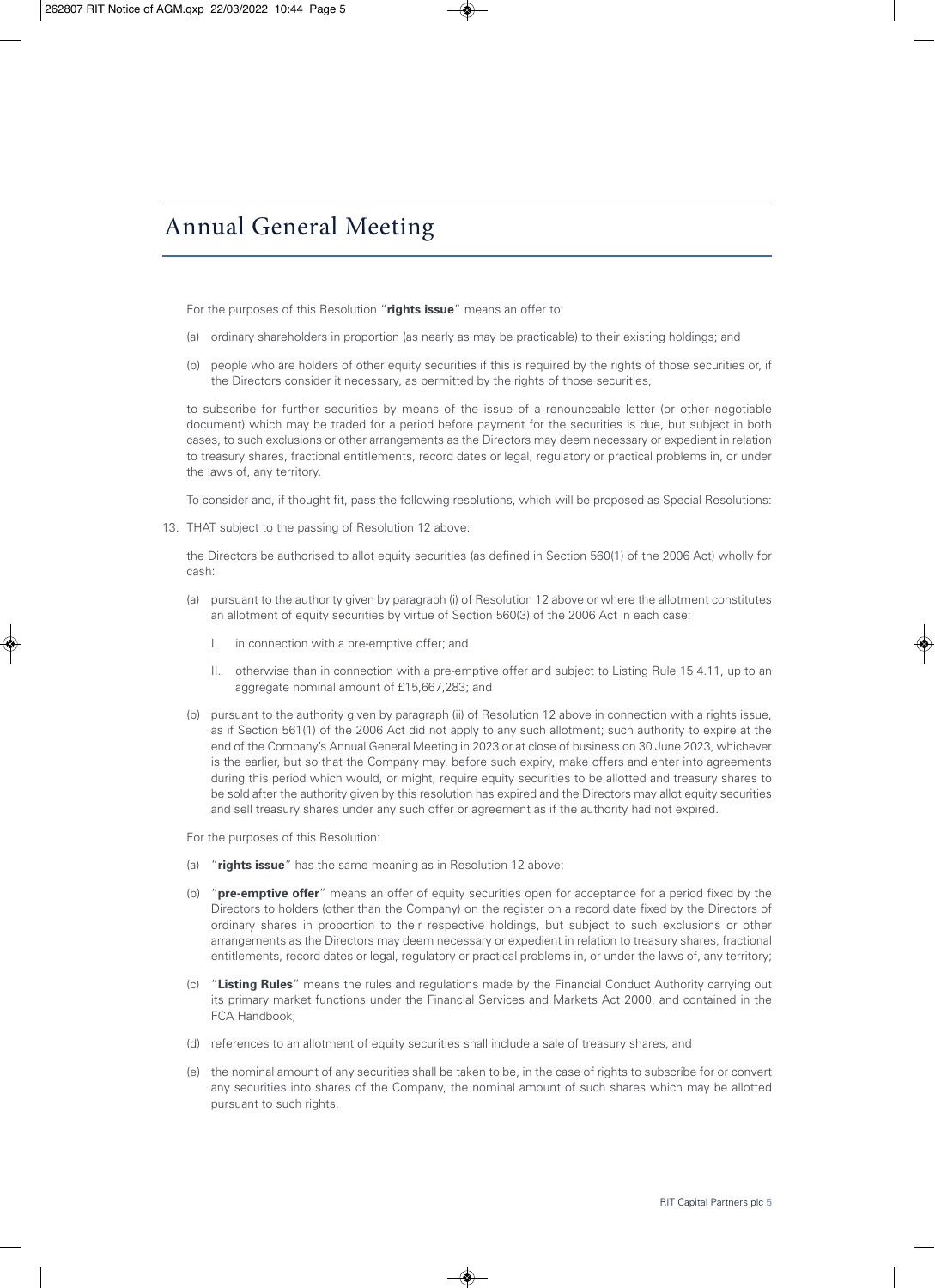# Annual General Meeting

For the purposes of this Resolution "**rights issue**" means an offer to:

(a) ordinary shareholders in proportion (as nearly as may be practicable) to their existing holdings; and

(b) people who are holders of other equity securities if this is required by the rights of those securities or, if the Directors consider it necessary, as permitted by the rights of those securities,

to subscribe for further securities by means of the issue of a renounceable letter (or other negotiable document) which may be traded for a period before payment for the securities is due, but subject in both cases, to such exclusions or other arrangements as the Directors may deem necessary or expedient in relation to treasury shares, fractional entitlements, record dates or legal, regulatory or practical problems in, or under the laws of, any territory.

To consider and, if thought fit, pass the following resolutions, which will be proposed as Special Resolutions:

13. THAT subject to the passing of Resolution 12 above:

the Directors be authorised to allot equity securities (as defined in Section 560(1) of the 2006 Act) wholly for cash:

(a) pursuant to the authority given by paragraph (i) of Resolution 12 above or where the allotment constitutes an allotment of equity securities by virtue of Section 560(3) of the 2006 Act in each case:

  I. in connection with a pre-emptive offer; and

  II. otherwise than in connection with a pre-emptive offer and subject to Listing Rule 15.4.11, up to an aggregate nominal amount of £15,667,283; and

(b) pursuant to the authority given by paragraph (ii) of Resolution 12 above in connection with a rights issue, as if Section 561(1) of the 2006 Act did not apply to any such allotment; such authority to expire at the end of the Company's Annual General Meeting in 2023 or at close of business on 30 June 2023, whichever is the earlier, but so that the Company may, before such expiry, make offers and enter into agreements during this period which would, or might, require equity securities to be allotted and treasury shares to be sold after the authority given by this resolution has expired and the Directors may allot equity securities and sell treasury shares under any such offer or agreement as if the authority had not expired.

For the purposes of this Resolution:

(a) "**rights issue**" has the same meaning as in Resolution 12 above;

(b) "**pre-emptive offer**" means an offer of equity securities open for acceptance for a period fixed by the Directors to holders (other than the Company) on the register on a record date fixed by the Directors of ordinary shares in proportion to their respective holdings, but subject to such exclusions or other arrangements as the Directors may deem necessary or expedient in relation to treasury shares, fractional entitlements, record dates or legal, regulatory or practical problems in, or under the laws of, any territory;

(c) "**Listing Rules**" means the rules and regulations made by the Financial Conduct Authority carrying out its primary market functions under the Financial Services and Markets Act 2000, and contained in the FCA Handbook;

(d) references to an allotment of equity securities shall include a sale of treasury shares; and

(e) the nominal amount of any securities shall be taken to be, in the case of rights to subscribe for or convert any securities into shares of the Company, the nominal amount of such shares which may be allotted pursuant to such rights.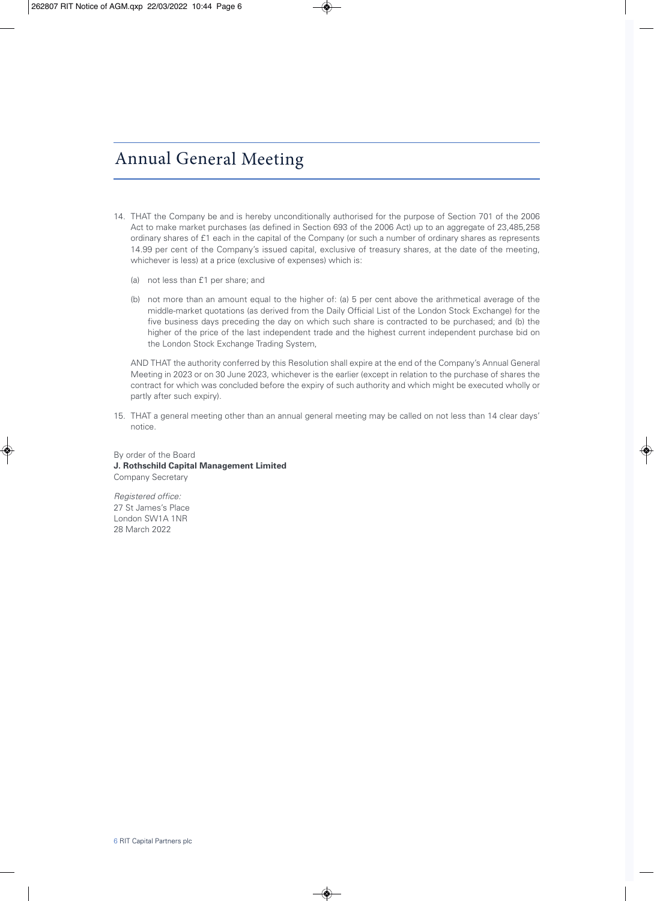# Annual General Meeting

14. THAT the Company be and is hereby unconditionally authorised for the purpose of Section 701 of the 2006 Act to make market purchases (as defined in Section 693 of the 2006 Act) up to an aggregate of 23,485,258 ordinary shares of £1 each in the capital of the Company (or such a number of ordinary shares as represents 14.99 per cent of the Company's issued capital, exclusive of treasury shares, at the date of the meeting, whichever is less) at a price (exclusive of expenses) which is:

    (a) not less than £1 per share; and

    (b) not more than an amount equal to the higher of: (a) 5 per cent above the arithmetical average of the middle-market quotations (as derived from the Daily Official List of the London Stock Exchange) for the five business days preceding the day on which such share is contracted to be purchased; and (b) the higher of the price of the last independent trade and the highest current independent purchase bid on the London Stock Exchange Trading System,

    AND THAT the authority conferred by this Resolution shall expire at the end of the Company's Annual General Meeting in 2023 or on 30 June 2023, whichever is the earlier (except in relation to the purchase of shares the contract for which was concluded before the expiry of such authority and which might be executed wholly or partly after such expiry).

15. THAT a general meeting other than an annual general meeting may be called on not less than 14 clear days' notice.

By order of the Board
**J. Rothschild Capital Management Limited**
Company Secretary

*Registered office:*
27 St James's Place
London SW1A 1NR
28 March 2022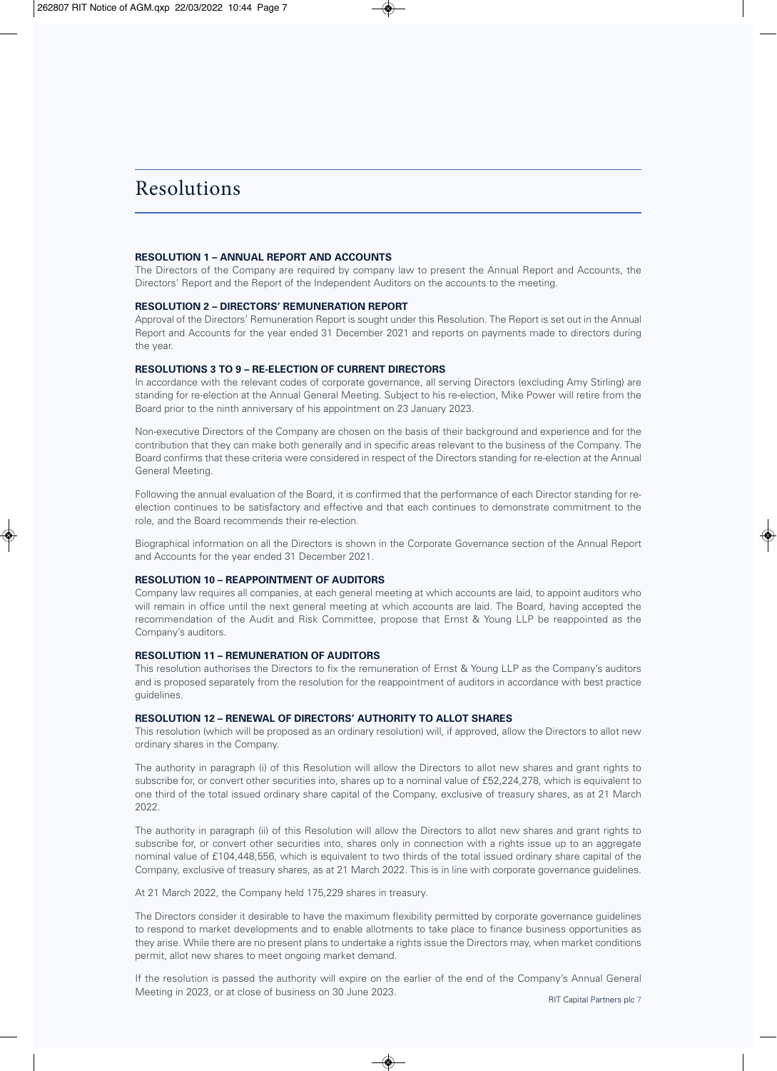# Resolutions

### RESOLUTION 1 – ANNUAL REPORT AND ACCOUNTS

The Directors of the Company are required by company law to present the Annual Report and Accounts, the Directors' Report and the Report of the Independent Auditors on the accounts to the meeting.

### RESOLUTION 2 – DIRECTORS' REMUNERATION REPORT

Approval of the Directors' Remuneration Report is sought under this Resolution. The Report is set out in the Annual Report and Accounts for the year ended 31 December 2021 and reports on payments made to directors during the year.

### RESOLUTIONS 3 TO 9 – RE-ELECTION OF CURRENT DIRECTORS

In accordance with the relevant codes of corporate governance, all serving Directors (excluding Amy Stirling) are standing for re-election at the Annual General Meeting. Subject to his re-election, Mike Power will retire from the Board prior to the ninth anniversary of his appointment on 23 January 2023.

Non-executive Directors of the Company are chosen on the basis of their background and experience and for the contribution that they can make both generally and in specific areas relevant to the business of the Company. The Board confirms that these criteria were considered in respect of the Directors standing for re-election at the Annual General Meeting.

Following the annual evaluation of the Board, it is confirmed that the performance of each Director standing for re-election continues to be satisfactory and effective and that each continues to demonstrate commitment to the role, and the Board recommends their re-election.

Biographical information on all the Directors is shown in the Corporate Governance section of the Annual Report and Accounts for the year ended 31 December 2021.

### RESOLUTION 10 – REAPPOINTMENT OF AUDITORS

Company law requires all companies, at each general meeting at which accounts are laid, to appoint auditors who will remain in office until the next general meeting at which accounts are laid. The Board, having accepted the recommendation of the Audit and Risk Committee, propose that Ernst & Young LLP be reappointed as the Company's auditors.

### RESOLUTION 11 – REMUNERATION OF AUDITORS

This resolution authorises the Directors to fix the remuneration of Ernst & Young LLP as the Company's auditors and is proposed separately from the resolution for the reappointment of auditors in accordance with best practice guidelines.

### RESOLUTION 12 – RENEWAL OF DIRECTORS' AUTHORITY TO ALLOT SHARES

This resolution (which will be proposed as an ordinary resolution) will, if approved, allow the Directors to allot new ordinary shares in the Company.

The authority in paragraph (i) of this Resolution will allow the Directors to allot new shares and grant rights to subscribe for, or convert other securities into, shares up to a nominal value of £52,224,278, which is equivalent to one third of the total issued ordinary share capital of the Company, exclusive of treasury shares, as at 21 March 2022.

The authority in paragraph (ii) of this Resolution will allow the Directors to allot new shares and grant rights to subscribe for, or convert other securities into, shares only in connection with a rights issue up to an aggregate nominal value of £104,448,556, which is equivalent to two thirds of the total issued ordinary share capital of the Company, exclusive of treasury shares, as at 21 March 2022. This is in line with corporate governance guidelines.

At 21 March 2022, the Company held 175,229 shares in treasury.

The Directors consider it desirable to have the maximum flexibility permitted by corporate governance guidelines to respond to market developments and to enable allotments to take place to finance business opportunities as they arise. While there are no present plans to undertake a rights issue the Directors may, when market conditions permit, allot new shares to meet ongoing market demand.

If the resolution is passed the authority will expire on the earlier of the end of the Company's Annual General Meeting in 2023, or at close of business on 30 June 2023.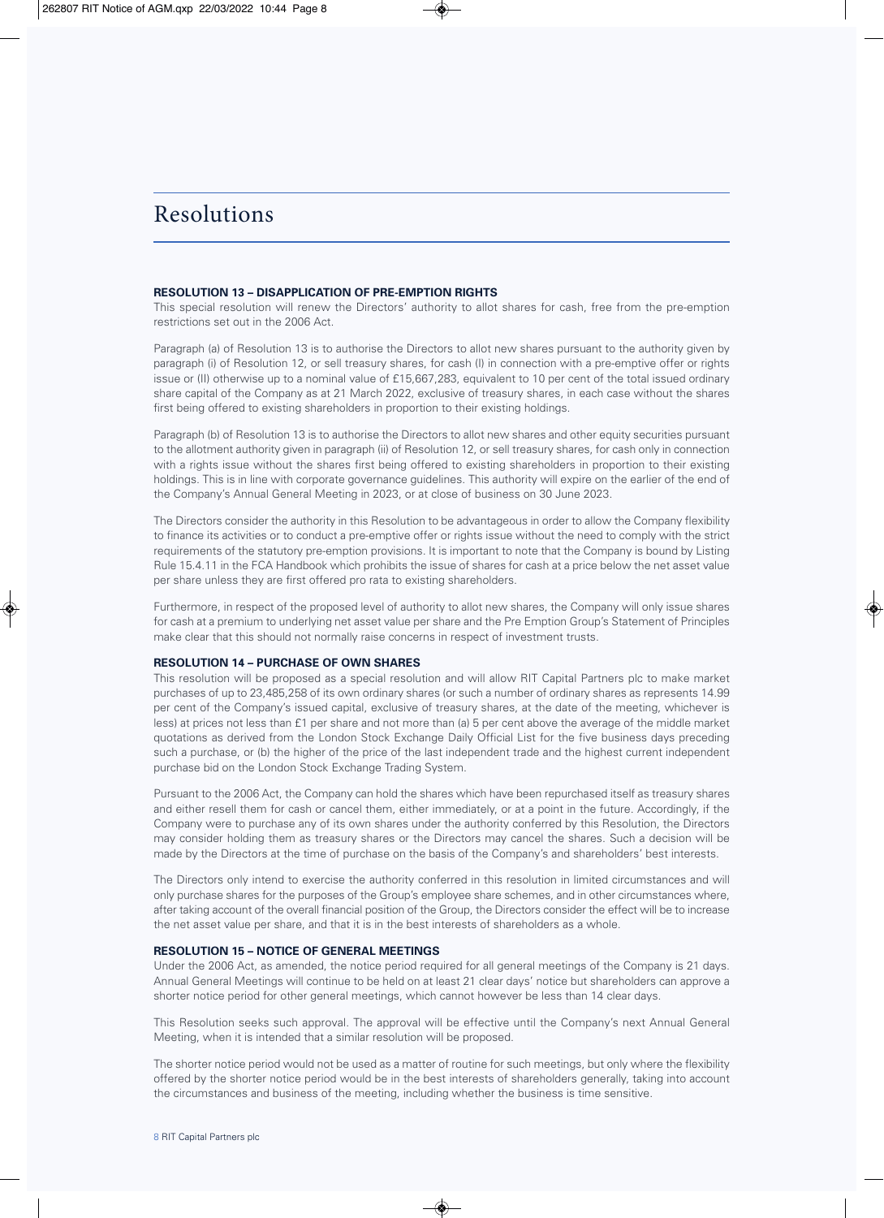# Resolutions

### RESOLUTION 13 – DISAPPLICATION OF PRE-EMPTION RIGHTS

This special resolution will renew the Directors' authority to allot shares for cash, free from the pre-emption restrictions set out in the 2006 Act.

Paragraph (a) of Resolution 13 is to authorise the Directors to allot new shares pursuant to the authority given by paragraph (i) of Resolution 12, or sell treasury shares, for cash (I) in connection with a pre-emptive offer or rights issue or (II) otherwise up to a nominal value of £15,667,283, equivalent to 10 per cent of the total issued ordinary share capital of the Company as at 21 March 2022, exclusive of treasury shares, in each case without the shares first being offered to existing shareholders in proportion to their existing holdings.

Paragraph (b) of Resolution 13 is to authorise the Directors to allot new shares and other equity securities pursuant to the allotment authority given in paragraph (ii) of Resolution 12, or sell treasury shares, for cash only in connection with a rights issue without the shares first being offered to existing shareholders in proportion to their existing holdings. This is in line with corporate governance guidelines. This authority will expire on the earlier of the end of the Company's Annual General Meeting in 2023, or at close of business on 30 June 2023.

The Directors consider the authority in this Resolution to be advantageous in order to allow the Company flexibility to finance its activities or to conduct a pre-emptive offer or rights issue without the need to comply with the strict requirements of the statutory pre-emption provisions. It is important to note that the Company is bound by Listing Rule 15.4.11 in the FCA Handbook which prohibits the issue of shares for cash at a price below the net asset value per share unless they are first offered pro rata to existing shareholders.

Furthermore, in respect of the proposed level of authority to allot new shares, the Company will only issue shares for cash at a premium to underlying net asset value per share and the Pre Emption Group's Statement of Principles make clear that this should not normally raise concerns in respect of investment trusts.

### RESOLUTION 14 – PURCHASE OF OWN SHARES

This resolution will be proposed as a special resolution and will allow RIT Capital Partners plc to make market purchases of up to 23,485,258 of its own ordinary shares (or such a number of ordinary shares as represents 14.99 per cent of the Company's issued capital, exclusive of treasury shares, at the date of the meeting, whichever is less) at prices not less than £1 per share and not more than (a) 5 per cent above the average of the middle market quotations as derived from the London Stock Exchange Daily Official List for the five business days preceding such a purchase, or (b) the higher of the price of the last independent trade and the highest current independent purchase bid on the London Stock Exchange Trading System.

Pursuant to the 2006 Act, the Company can hold the shares which have been repurchased itself as treasury shares and either resell them for cash or cancel them, either immediately, or at a point in the future. Accordingly, if the Company were to purchase any of its own shares under the authority conferred by this Resolution, the Directors may consider holding them as treasury shares or the Directors may cancel the shares. Such a decision will be made by the Directors at the time of purchase on the basis of the Company's and shareholders' best interests.

The Directors only intend to exercise the authority conferred in this resolution in limited circumstances and will only purchase shares for the purposes of the Group's employee share schemes, and in other circumstances where, after taking account of the overall financial position of the Group, the Directors consider the effect will be to increase the net asset value per share, and that it is in the best interests of shareholders as a whole.

### RESOLUTION 15 – NOTICE OF GENERAL MEETINGS

Under the 2006 Act, as amended, the notice period required for all general meetings of the Company is 21 days. Annual General Meetings will continue to be held on at least 21 clear days' notice but shareholders can approve a shorter notice period for other general meetings, which cannot however be less than 14 clear days.

This Resolution seeks such approval. The approval will be effective until the Company's next Annual General Meeting, when it is intended that a similar resolution will be proposed.

The shorter notice period would not be used as a matter of routine for such meetings, but only where the flexibility offered by the shorter notice period would be in the best interests of shareholders generally, taking into account the circumstances and business of the meeting, including whether the business is time sensitive.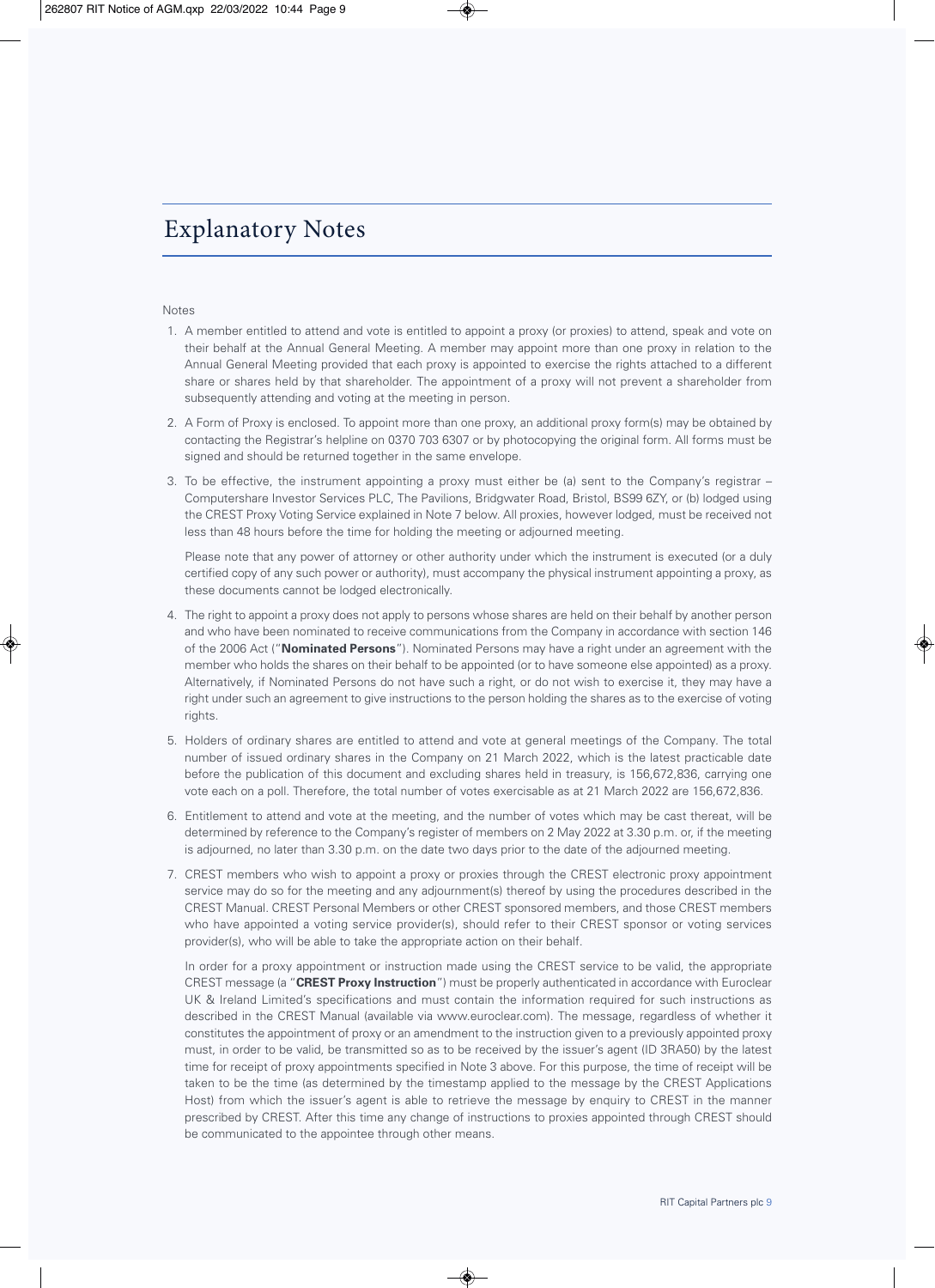# Explanatory Notes

Notes

1. A member entitled to attend and vote is entitled to appoint a proxy (or proxies) to attend, speak and vote on their behalf at the Annual General Meeting. A member may appoint more than one proxy in relation to the Annual General Meeting provided that each proxy is appointed to exercise the rights attached to a different share or shares held by that shareholder. The appointment of a proxy will not prevent a shareholder from subsequently attending and voting at the meeting in person.

2. A Form of Proxy is enclosed. To appoint more than one proxy, an additional proxy form(s) may be obtained by contacting the Registrar's helpline on 0370 703 6307 or by photocopying the original form. All forms must be signed and should be returned together in the same envelope.

3. To be effective, the instrument appointing a proxy must either be (a) sent to the Company's registrar – Computershare Investor Services PLC, The Pavilions, Bridgwater Road, Bristol, BS99 6ZY, or (b) lodged using the CREST Proxy Voting Service explained in Note 7 below. All proxies, however lodged, must be received not less than 48 hours before the time for holding the meeting or adjourned meeting.

   Please note that any power of attorney or other authority under which the instrument is executed (or a duly certified copy of any such power or authority), must accompany the physical instrument appointing a proxy, as these documents cannot be lodged electronically.

4. The right to appoint a proxy does not apply to persons whose shares are held on their behalf by another person and who have been nominated to receive communications from the Company in accordance with section 146 of the 2006 Act ("**Nominated Persons**"). Nominated Persons may have a right under an agreement with the member who holds the shares on their behalf to be appointed (or to have someone else appointed) as a proxy. Alternatively, if Nominated Persons do not have such a right, or do not wish to exercise it, they may have a right under such an agreement to give instructions to the person holding the shares as to the exercise of voting rights.

5. Holders of ordinary shares are entitled to attend and vote at general meetings of the Company. The total number of issued ordinary shares in the Company on 21 March 2022, which is the latest practicable date before the publication of this document and excluding shares held in treasury, is 156,672,836, carrying one vote each on a poll. Therefore, the total number of votes exercisable as at 21 March 2022 are 156,672,836.

6. Entitlement to attend and vote at the meeting, and the number of votes which may be cast thereat, will be determined by reference to the Company's register of members on 2 May 2022 at 3.30 p.m. or, if the meeting is adjourned, no later than 3.30 p.m. on the date two days prior to the date of the adjourned meeting.

7. CREST members who wish to appoint a proxy or proxies through the CREST electronic proxy appointment service may do so for the meeting and any adjournment(s) thereof by using the procedures described in the CREST Manual. CREST Personal Members or other CREST sponsored members, and those CREST members who have appointed a voting service provider(s), should refer to their CREST sponsor or voting services provider(s), who will be able to take the appropriate action on their behalf.

   In order for a proxy appointment or instruction made using the CREST service to be valid, the appropriate CREST message (a "**CREST Proxy Instruction**") must be properly authenticated in accordance with Euroclear UK & Ireland Limited's specifications and must contain the information required for such instructions as described in the CREST Manual (available via www.euroclear.com). The message, regardless of whether it constitutes the appointment of proxy or an amendment to the instruction given to a previously appointed proxy must, in order to be valid, be transmitted so as to be received by the issuer's agent (ID 3RA50) by the latest time for receipt of proxy appointments specified in Note 3 above. For this purpose, the time of receipt will be taken to be the time (as determined by the timestamp applied to the message by the CREST Applications Host) from which the issuer's agent is able to retrieve the message by enquiry to CREST in the manner prescribed by CREST. After this time any change of instructions to proxies appointed through CREST should be communicated to the appointee through other means.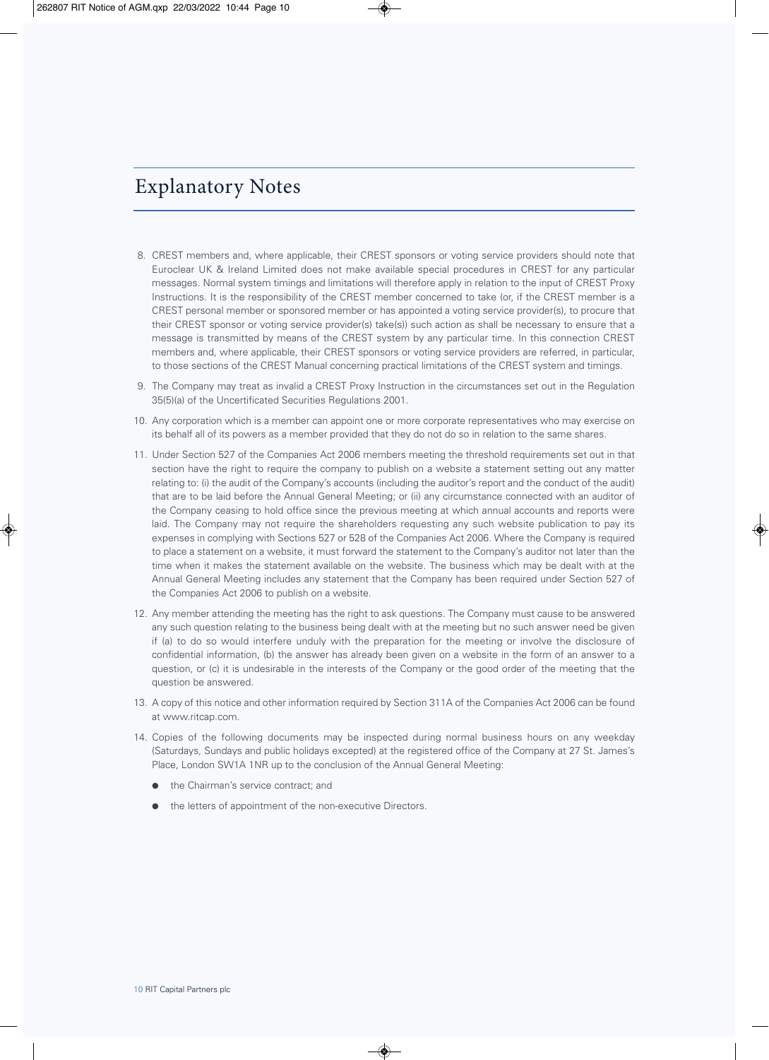# Explanatory Notes

8. CREST members and, where applicable, their CREST sponsors or voting service providers should note that Euroclear UK & Ireland Limited does not make available special procedures in CREST for any particular messages. Normal system timings and limitations will therefore apply in relation to the input of CREST Proxy Instructions. It is the responsibility of the CREST member concerned to take (or, if the CREST member is a CREST personal member or sponsored member or has appointed a voting service provider(s), to procure that their CREST sponsor or voting service provider(s) take(s)) such action as shall be necessary to ensure that a message is transmitted by means of the CREST system by any particular time. In this connection CREST members and, where applicable, their CREST sponsors or voting service providers are referred, in particular, to those sections of the CREST Manual concerning practical limitations of the CREST system and timings.

9. The Company may treat as invalid a CREST Proxy Instruction in the circumstances set out in the Regulation 35(5)(a) of the Uncertificated Securities Regulations 2001.

10. Any corporation which is a member can appoint one or more corporate representatives who may exercise on its behalf all of its powers as a member provided that they do not do so in relation to the same shares.

11. Under Section 527 of the Companies Act 2006 members meeting the threshold requirements set out in that section have the right to require the company to publish on a website a statement setting out any matter relating to: (i) the audit of the Company's accounts (including the auditor's report and the conduct of the audit) that are to be laid before the Annual General Meeting; or (ii) any circumstance connected with an auditor of the Company ceasing to hold office since the previous meeting at which annual accounts and reports were laid. The Company may not require the shareholders requesting any such website publication to pay its expenses in complying with Sections 527 or 528 of the Companies Act 2006. Where the Company is required to place a statement on a website, it must forward the statement to the Company's auditor not later than the time when it makes the statement available on the website. The business which may be dealt with at the Annual General Meeting includes any statement that the Company has been required under Section 527 of the Companies Act 2006 to publish on a website.

12. Any member attending the meeting has the right to ask questions. The Company must cause to be answered any such question relating to the business being dealt with at the meeting but no such answer need be given if (a) to do so would interfere unduly with the preparation for the meeting or involve the disclosure of confidential information, (b) the answer has already been given on a website in the form of an answer to a question, or (c) it is undesirable in the interests of the Company or the good order of the meeting that the question be answered.

13. A copy of this notice and other information required by Section 311A of the Companies Act 2006 can be found at www.ritcap.com.

14. Copies of the following documents may be inspected during normal business hours on any weekday (Saturdays, Sundays and public holidays excepted) at the registered office of the Company at 27 St. James's Place, London SW1A 1NR up to the conclusion of the Annual General Meeting:

    - the Chairman's service contract; and
    - the letters of appointment of the non-executive Directors.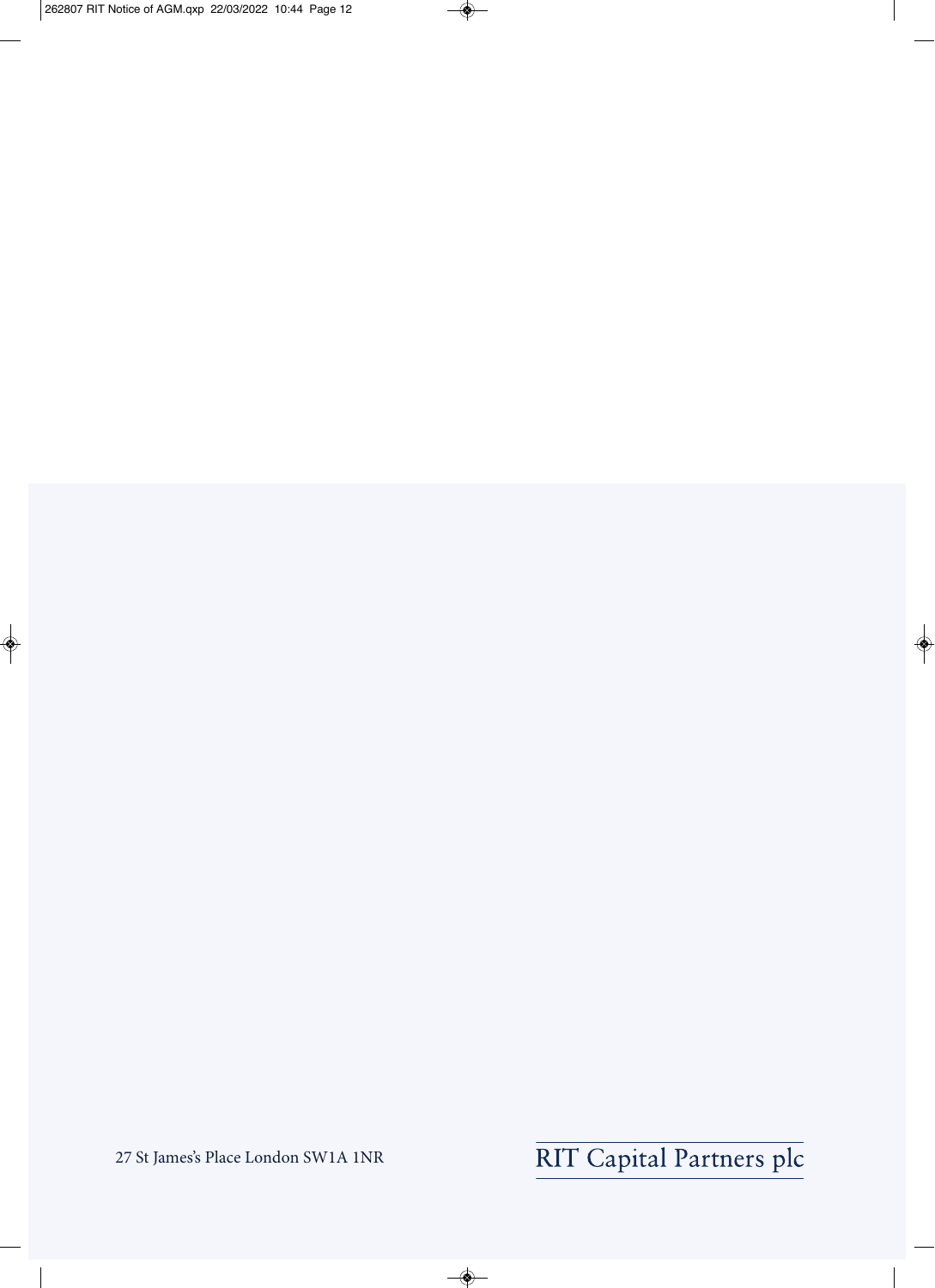27 St James's Place London SW1A 1NR

RIT Capital Partners plc